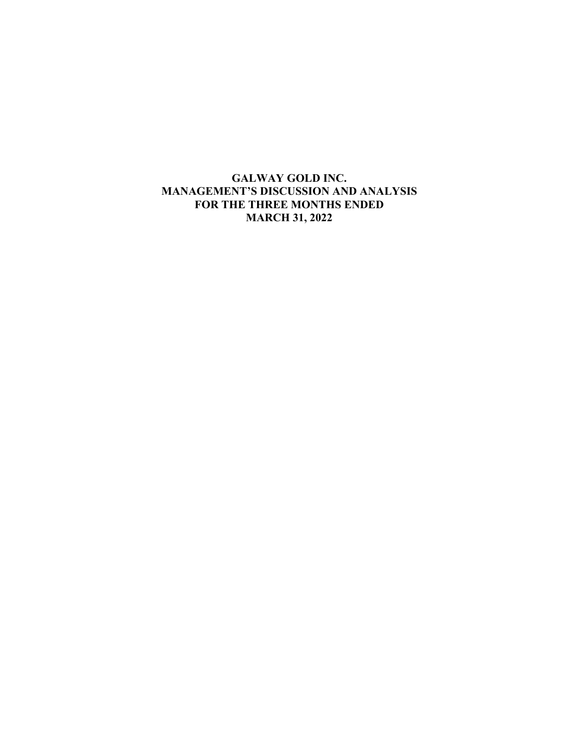# GALWAY GOLD INC.
# MANAGEMENT'S DISCUSSION AND ANALYSIS
# FOR THE THREE MONTHS ENDED
# MARCH 31, 2022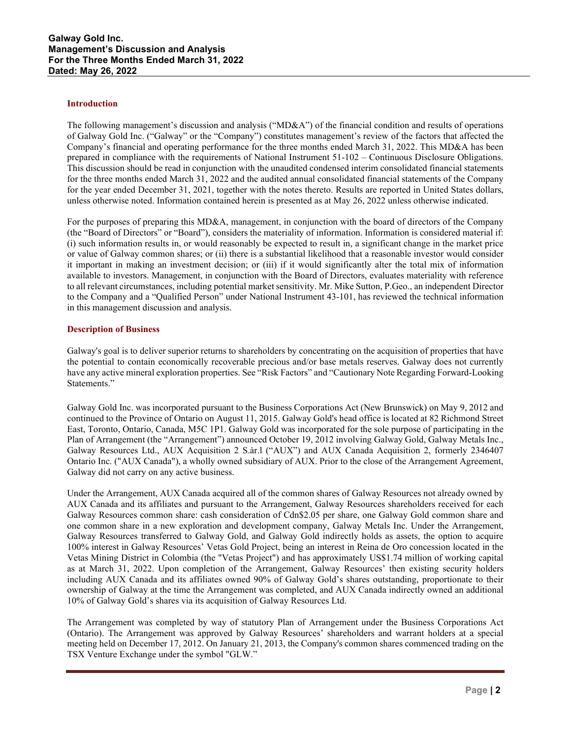## Introduction

The following management's discussion and analysis ("MD&A") of the financial condition and results of operations of Galway Gold Inc. ("Galway" or the "Company") constitutes management's review of the factors that affected the Company's financial and operating performance for the three months ended March 31, 2022. This MD&A has been prepared in compliance with the requirements of National Instrument 51-102 – Continuous Disclosure Obligations. This discussion should be read in conjunction with the unaudited condensed interim consolidated financial statements for the three months ended March 31, 2022 and the audited annual consolidated financial statements of the Company for the year ended December 31, 2021, together with the notes thereto. Results are reported in United States dollars, unless otherwise noted. Information contained herein is presented as at May 26, 2022 unless otherwise indicated.

For the purposes of preparing this MD&A, management, in conjunction with the board of directors of the Company (the "Board of Directors" or "Board"), considers the materiality of information. Information is considered material if: (i) such information results in, or would reasonably be expected to result in, a significant change in the market price or value of Galway common shares; or (ii) there is a substantial likelihood that a reasonable investor would consider it important in making an investment decision; or (iii) if it would significantly alter the total mix of information available to investors. Management, in conjunction with the Board of Directors, evaluates materiality with reference to all relevant circumstances, including potential market sensitivity. Mr. Mike Sutton, P.Geo., an independent Director to the Company and a "Qualified Person" under National Instrument 43-101, has reviewed the technical information in this management discussion and analysis.

## Description of Business

Galway's goal is to deliver superior returns to shareholders by concentrating on the acquisition of properties that have the potential to contain economically recoverable precious and/or base metals reserves. Galway does not currently have any active mineral exploration properties. See "Risk Factors" and "Cautionary Note Regarding Forward-Looking Statements."

Galway Gold Inc. was incorporated pursuant to the Business Corporations Act (New Brunswick) on May 9, 2012 and continued to the Province of Ontario on August 11, 2015. Galway Gold's head office is located at 82 Richmond Street East, Toronto, Ontario, Canada, M5C 1P1. Galway Gold was incorporated for the sole purpose of participating in the Plan of Arrangement (the "Arrangement") announced October 19, 2012 involving Galway Gold, Galway Metals Inc., Galway Resources Ltd., AUX Acquisition 2 S.àr.l ("AUX") and AUX Canada Acquisition 2, formerly 2346407 Ontario Inc. ("AUX Canada"), a wholly owned subsidiary of AUX. Prior to the close of the Arrangement Agreement, Galway did not carry on any active business.

Under the Arrangement, AUX Canada acquired all of the common shares of Galway Resources not already owned by AUX Canada and its affiliates and pursuant to the Arrangement, Galway Resources shareholders received for each Galway Resources common share: cash consideration of Cdn$2.05 per share, one Galway Gold common share and one common share in a new exploration and development company, Galway Metals Inc. Under the Arrangement, Galway Resources transferred to Galway Gold, and Galway Gold indirectly holds as assets, the option to acquire 100% interest in Galway Resources' Vetas Gold Project, being an interest in Reina de Oro concession located in the Vetas Mining District in Colombia (the "Vetas Project") and has approximately US$1.74 million of working capital as at March 31, 2022. Upon completion of the Arrangement, Galway Resources' then existing security holders including AUX Canada and its affiliates owned 90% of Galway Gold's shares outstanding, proportionate to their ownership of Galway at the time the Arrangement was completed, and AUX Canada indirectly owned an additional 10% of Galway Gold's shares via its acquisition of Galway Resources Ltd.

The Arrangement was completed by way of statutory Plan of Arrangement under the Business Corporations Act (Ontario). The Arrangement was approved by Galway Resources' shareholders and warrant holders at a special meeting held on December 17, 2012. On January 21, 2013, the Company's common shares commenced trading on the TSX Venture Exchange under the symbol "GLW."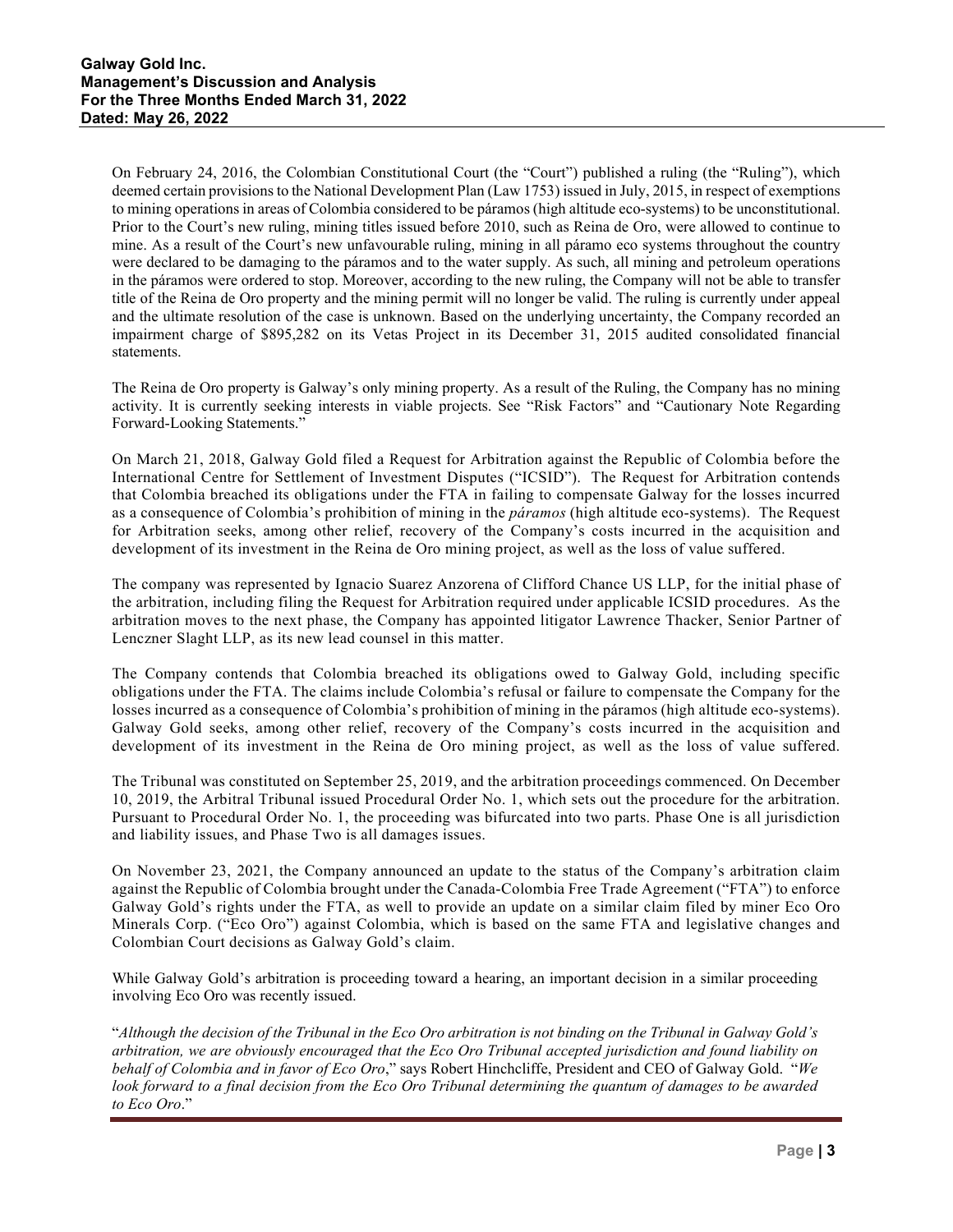On February 24, 2016, the Colombian Constitutional Court (the "Court") published a ruling (the "Ruling"), which deemed certain provisions to the National Development Plan (Law 1753) issued in July, 2015, in respect of exemptions to mining operations in areas of Colombia considered to be páramos (high altitude eco-systems) to be unconstitutional. Prior to the Court's new ruling, mining titles issued before 2010, such as Reina de Oro, were allowed to continue to mine. As a result of the Court's new unfavourable ruling, mining in all páramo eco systems throughout the country were declared to be damaging to the páramos and to the water supply. As such, all mining and petroleum operations in the páramos were ordered to stop. Moreover, according to the new ruling, the Company will not be able to transfer title of the Reina de Oro property and the mining permit will no longer be valid. The ruling is currently under appeal and the ultimate resolution of the case is unknown. Based on the underlying uncertainty, the Company recorded an impairment charge of $895,282 on its Vetas Project in its December 31, 2015 audited consolidated financial statements.

The Reina de Oro property is Galway's only mining property. As a result of the Ruling, the Company has no mining activity. It is currently seeking interests in viable projects. See "Risk Factors" and "Cautionary Note Regarding Forward-Looking Statements."

On March 21, 2018, Galway Gold filed a Request for Arbitration against the Republic of Colombia before the International Centre for Settlement of Investment Disputes ("ICSID"). The Request for Arbitration contends that Colombia breached its obligations under the FTA in failing to compensate Galway for the losses incurred as a consequence of Colombia's prohibition of mining in the *páramos* (high altitude eco-systems). The Request for Arbitration seeks, among other relief, recovery of the Company's costs incurred in the acquisition and development of its investment in the Reina de Oro mining project, as well as the loss of value suffered.

The company was represented by Ignacio Suarez Anzorena of Clifford Chance US LLP, for the initial phase of the arbitration, including filing the Request for Arbitration required under applicable ICSID procedures. As the arbitration moves to the next phase, the Company has appointed litigator Lawrence Thacker, Senior Partner of Lenczner Slaght LLP, as its new lead counsel in this matter.

The Company contends that Colombia breached its obligations owed to Galway Gold, including specific obligations under the FTA. The claims include Colombia's refusal or failure to compensate the Company for the losses incurred as a consequence of Colombia's prohibition of mining in the páramos (high altitude eco-systems). Galway Gold seeks, among other relief, recovery of the Company's costs incurred in the acquisition and development of its investment in the Reina de Oro mining project, as well as the loss of value suffered.

The Tribunal was constituted on September 25, 2019, and the arbitration proceedings commenced. On December 10, 2019, the Arbitral Tribunal issued Procedural Order No. 1, which sets out the procedure for the arbitration. Pursuant to Procedural Order No. 1, the proceeding was bifurcated into two parts. Phase One is all jurisdiction and liability issues, and Phase Two is all damages issues.

On November 23, 2021, the Company announced an update to the status of the Company's arbitration claim against the Republic of Colombia brought under the Canada-Colombia Free Trade Agreement ("FTA") to enforce Galway Gold's rights under the FTA, as well to provide an update on a similar claim filed by miner Eco Oro Minerals Corp. ("Eco Oro") against Colombia, which is based on the same FTA and legislative changes and Colombian Court decisions as Galway Gold's claim.

While Galway Gold's arbitration is proceeding toward a hearing, an important decision in a similar proceeding involving Eco Oro was recently issued.

"*Although the decision of the Tribunal in the Eco Oro arbitration is not binding on the Tribunal in Galway Gold's arbitration, we are obviously encouraged that the Eco Oro Tribunal accepted jurisdiction and found liability on behalf of Colombia and in favor of Eco Oro*," says Robert Hinchcliffe, President and CEO of Galway Gold. "*We look forward to a final decision from the Eco Oro Tribunal determining the quantum of damages to be awarded to Eco Oro*."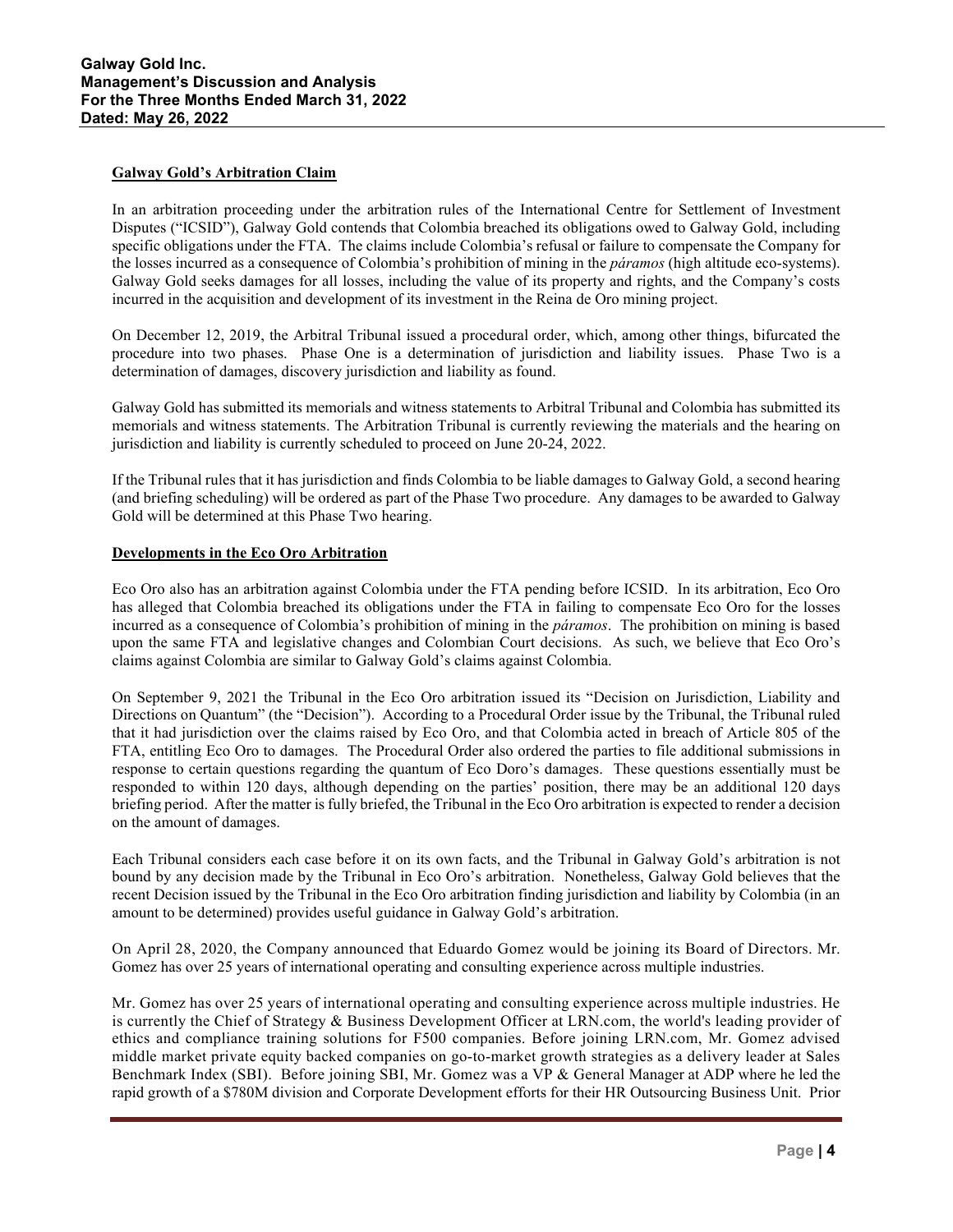**Galway Gold's Arbitration Claim**

In an arbitration proceeding under the arbitration rules of the International Centre for Settlement of Investment Disputes ("ICSID"), Galway Gold contends that Colombia breached its obligations owed to Galway Gold, including specific obligations under the FTA. The claims include Colombia's refusal or failure to compensate the Company for the losses incurred as a consequence of Colombia's prohibition of mining in the *páramos* (high altitude eco-systems). Galway Gold seeks damages for all losses, including the value of its property and rights, and the Company's costs incurred in the acquisition and development of its investment in the Reina de Oro mining project.

On December 12, 2019, the Arbitral Tribunal issued a procedural order, which, among other things, bifurcated the procedure into two phases. Phase One is a determination of jurisdiction and liability issues. Phase Two is a determination of damages, discovery jurisdiction and liability as found.

Galway Gold has submitted its memorials and witness statements to Arbitral Tribunal and Colombia has submitted its memorials and witness statements. The Arbitration Tribunal is currently reviewing the materials and the hearing on jurisdiction and liability is currently scheduled to proceed on June 20-24, 2022.

If the Tribunal rules that it has jurisdiction and finds Colombia to be liable damages to Galway Gold, a second hearing (and briefing scheduling) will be ordered as part of the Phase Two procedure. Any damages to be awarded to Galway Gold will be determined at this Phase Two hearing.

**Developments in the Eco Oro Arbitration**

Eco Oro also has an arbitration against Colombia under the FTA pending before ICSID. In its arbitration, Eco Oro has alleged that Colombia breached its obligations under the FTA in failing to compensate Eco Oro for the losses incurred as a consequence of Colombia's prohibition of mining in the *páramos*. The prohibition on mining is based upon the same FTA and legislative changes and Colombian Court decisions. As such, we believe that Eco Oro's claims against Colombia are similar to Galway Gold's claims against Colombia.

On September 9, 2021 the Tribunal in the Eco Oro arbitration issued its "Decision on Jurisdiction, Liability and Directions on Quantum" (the "Decision"). According to a Procedural Order issue by the Tribunal, the Tribunal ruled that it had jurisdiction over the claims raised by Eco Oro, and that Colombia acted in breach of Article 805 of the FTA, entitling Eco Oro to damages. The Procedural Order also ordered the parties to file additional submissions in response to certain questions regarding the quantum of Eco Doro's damages. These questions essentially must be responded to within 120 days, although depending on the parties' position, there may be an additional 120 days briefing period. After the matter is fully briefed, the Tribunal in the Eco Oro arbitration is expected to render a decision on the amount of damages.

Each Tribunal considers each case before it on its own facts, and the Tribunal in Galway Gold's arbitration is not bound by any decision made by the Tribunal in Eco Oro's arbitration. Nonetheless, Galway Gold believes that the recent Decision issued by the Tribunal in the Eco Oro arbitration finding jurisdiction and liability by Colombia (in an amount to be determined) provides useful guidance in Galway Gold's arbitration.

On April 28, 2020, the Company announced that Eduardo Gomez would be joining its Board of Directors. Mr. Gomez has over 25 years of international operating and consulting experience across multiple industries.

Mr. Gomez has over 25 years of international operating and consulting experience across multiple industries. He is currently the Chief of Strategy & Business Development Officer at LRN.com, the world's leading provider of ethics and compliance training solutions for F500 companies. Before joining LRN.com, Mr. Gomez advised middle market private equity backed companies on go-to-market growth strategies as a delivery leader at Sales Benchmark Index (SBI). Before joining SBI, Mr. Gomez was a VP & General Manager at ADP where he led the rapid growth of a $780M division and Corporate Development efforts for their HR Outsourcing Business Unit. Prior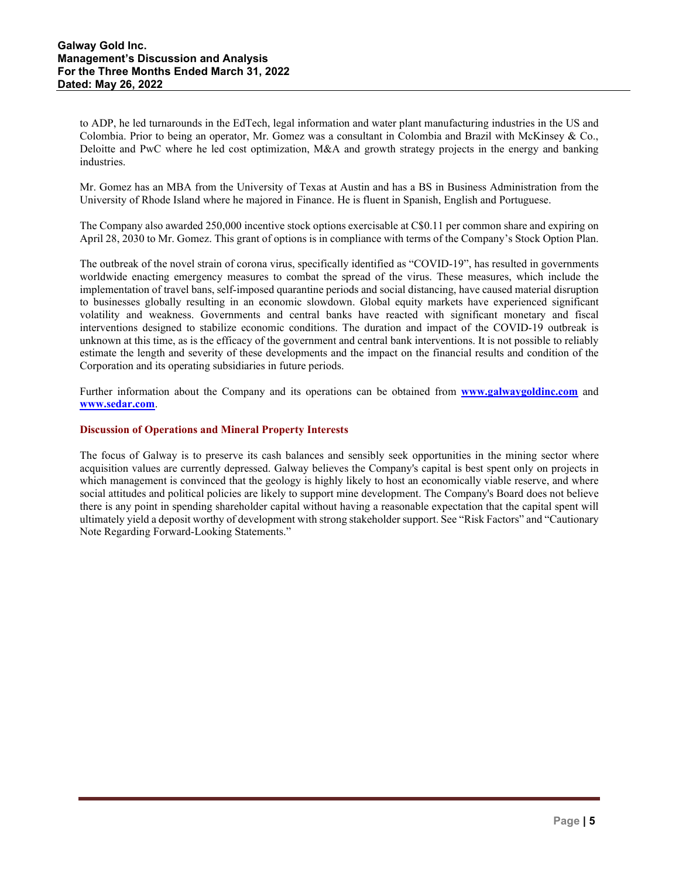to ADP, he led turnarounds in the EdTech, legal information and water plant manufacturing industries in the US and Colombia. Prior to being an operator, Mr. Gomez was a consultant in Colombia and Brazil with McKinsey & Co., Deloitte and PwC where he led cost optimization, M&A and growth strategy projects in the energy and banking industries.

Mr. Gomez has an MBA from the University of Texas at Austin and has a BS in Business Administration from the University of Rhode Island where he majored in Finance. He is fluent in Spanish, English and Portuguese.

The Company also awarded 250,000 incentive stock options exercisable at C$0.11 per common share and expiring on April 28, 2030 to Mr. Gomez. This grant of options is in compliance with terms of the Company's Stock Option Plan.

The outbreak of the novel strain of corona virus, specifically identified as "COVID-19", has resulted in governments worldwide enacting emergency measures to combat the spread of the virus. These measures, which include the implementation of travel bans, self-imposed quarantine periods and social distancing, have caused material disruption to businesses globally resulting in an economic slowdown. Global equity markets have experienced significant volatility and weakness. Governments and central banks have reacted with significant monetary and fiscal interventions designed to stabilize economic conditions. The duration and impact of the COVID-19 outbreak is unknown at this time, as is the efficacy of the government and central bank interventions. It is not possible to reliably estimate the length and severity of these developments and the impact on the financial results and condition of the Corporation and its operating subsidiaries in future periods.

Further information about the Company and its operations can be obtained from **www.galwaygoldinc.com** and **www.sedar.com**.

## Discussion of Operations and Mineral Property Interests

The focus of Galway is to preserve its cash balances and sensibly seek opportunities in the mining sector where acquisition values are currently depressed. Galway believes the Company's capital is best spent only on projects in which management is convinced that the geology is highly likely to host an economically viable reserve, and where social attitudes and political policies are likely to support mine development. The Company's Board does not believe there is any point in spending shareholder capital without having a reasonable expectation that the capital spent will ultimately yield a deposit worthy of development with strong stakeholder support. See "Risk Factors" and "Cautionary Note Regarding Forward-Looking Statements."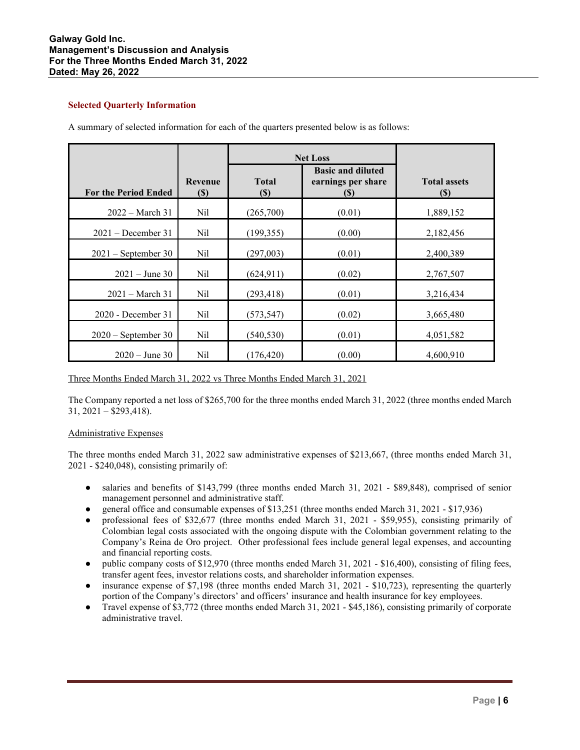## Selected Quarterly Information

A summary of selected information for each of the quarters presented below is as follows:

| For the Period Ended | Revenue ($) | Net Loss | | Total assets ($) |
|---|---|---|---|---|
| | | Total ($) | Basic and diluted earnings per share ($) | |
| 2022 – March 31 | Nil | (265,700) | (0.01) | 1,889,152 |
| 2021 – December 31 | Nil | (199,355) | (0.00) | 2,182,456 |
| 2021 – September 30 | Nil | (297,003) | (0.01) | 2,400,389 |
| 2021 – June 30 | Nil | (624,911) | (0.02) | 2,767,507 |
| 2021 – March 31 | Nil | (293,418) | (0.01) | 3,216,434 |
| 2020 - December 31 | Nil | (573,547) | (0.02) | 3,665,480 |
| 2020 – September 30 | Nil | (540,530) | (0.01) | 4,051,582 |
| 2020 – June 30 | Nil | (176,420) | (0.00) | 4,600,910 |

Three Months Ended March 31, 2022 vs Three Months Ended March 31, 2021

The Company reported a net loss of $265,700 for the three months ended March 31, 2022 (three months ended March 31, 2021 – $293,418).

Administrative Expenses

The three months ended March 31, 2022 saw administrative expenses of $213,667, (three months ended March 31, 2021 - $240,048), consisting primarily of:

- salaries and benefits of $143,799 (three months ended March 31, 2021 - $89,848), comprised of senior management personnel and administrative staff.
- general office and consumable expenses of $13,251 (three months ended March 31, 2021 - $17,936)
- professional fees of $32,677 (three months ended March 31, 2021 - $59,955), consisting primarily of Colombian legal costs associated with the ongoing dispute with the Colombian government relating to the Company's Reina de Oro project. Other professional fees include general legal expenses, and accounting and financial reporting costs.
- public company costs of $12,970 (three months ended March 31, 2021 - $16,400), consisting of filing fees, transfer agent fees, investor relations costs, and shareholder information expenses.
- insurance expense of $7,198 (three months ended March 31, 2021 - $10,723), representing the quarterly portion of the Company's directors' and officers' insurance and health insurance for key employees.
- Travel expense of $3,772 (three months ended March 31, 2021 - $45,186), consisting primarily of corporate administrative travel.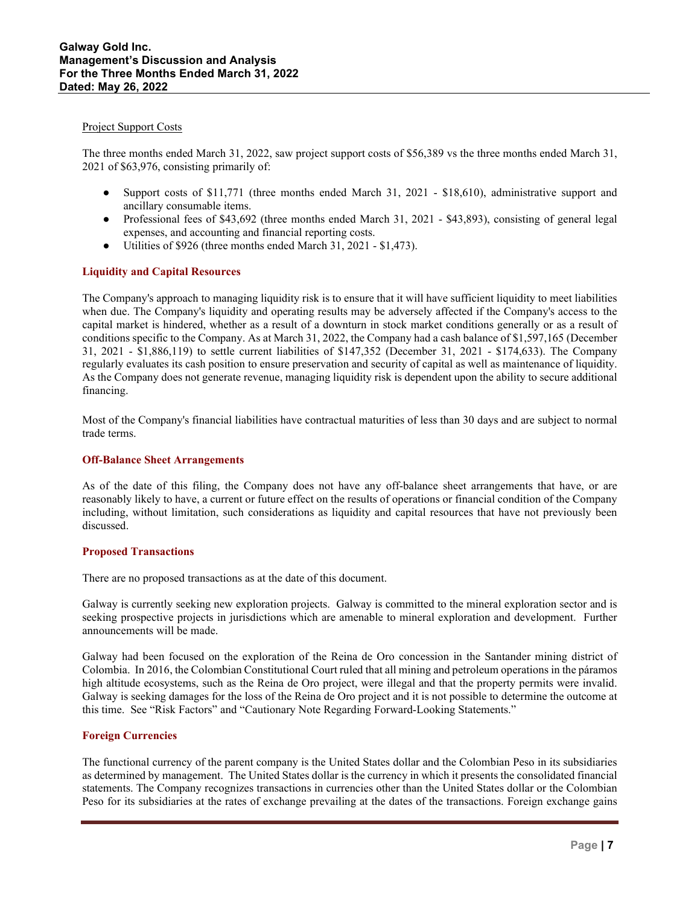Project Support Costs

The three months ended March 31, 2022, saw project support costs of $56,389 vs the three months ended March 31, 2021 of $63,976, consisting primarily of:

- Support costs of $11,771 (three months ended March 31, 2021 - $18,610), administrative support and ancillary consumable items.
- Professional fees of $43,692 (three months ended March 31, 2021 - $43,893), consisting of general legal expenses, and accounting and financial reporting costs.
- Utilities of $926 (three months ended March 31, 2021 - $1,473).

## Liquidity and Capital Resources

The Company's approach to managing liquidity risk is to ensure that it will have sufficient liquidity to meet liabilities when due. The Company's liquidity and operating results may be adversely affected if the Company's access to the capital market is hindered, whether as a result of a downturn in stock market conditions generally or as a result of conditions specific to the Company. As at March 31, 2022, the Company had a cash balance of $1,597,165 (December 31, 2021 - $1,886,119) to settle current liabilities of $147,352 (December 31, 2021 - $174,633). The Company regularly evaluates its cash position to ensure preservation and security of capital as well as maintenance of liquidity. As the Company does not generate revenue, managing liquidity risk is dependent upon the ability to secure additional financing.

Most of the Company's financial liabilities have contractual maturities of less than 30 days and are subject to normal trade terms.

## Off-Balance Sheet Arrangements

As of the date of this filing, the Company does not have any off-balance sheet arrangements that have, or are reasonably likely to have, a current or future effect on the results of operations or financial condition of the Company including, without limitation, such considerations as liquidity and capital resources that have not previously been discussed.

## Proposed Transactions

There are no proposed transactions as at the date of this document.

Galway is currently seeking new exploration projects. Galway is committed to the mineral exploration sector and is seeking prospective projects in jurisdictions which are amenable to mineral exploration and development. Further announcements will be made.

Galway had been focused on the exploration of the Reina de Oro concession in the Santander mining district of Colombia. In 2016, the Colombian Constitutional Court ruled that all mining and petroleum operations in the páramos high altitude ecosystems, such as the Reina de Oro project, were illegal and that the property permits were invalid. Galway is seeking damages for the loss of the Reina de Oro project and it is not possible to determine the outcome at this time. See "Risk Factors" and "Cautionary Note Regarding Forward-Looking Statements."

## Foreign Currencies

The functional currency of the parent company is the United States dollar and the Colombian Peso in its subsidiaries as determined by management. The United States dollar is the currency in which it presents the consolidated financial statements. The Company recognizes transactions in currencies other than the United States dollar or the Colombian Peso for its subsidiaries at the rates of exchange prevailing at the dates of the transactions. Foreign exchange gains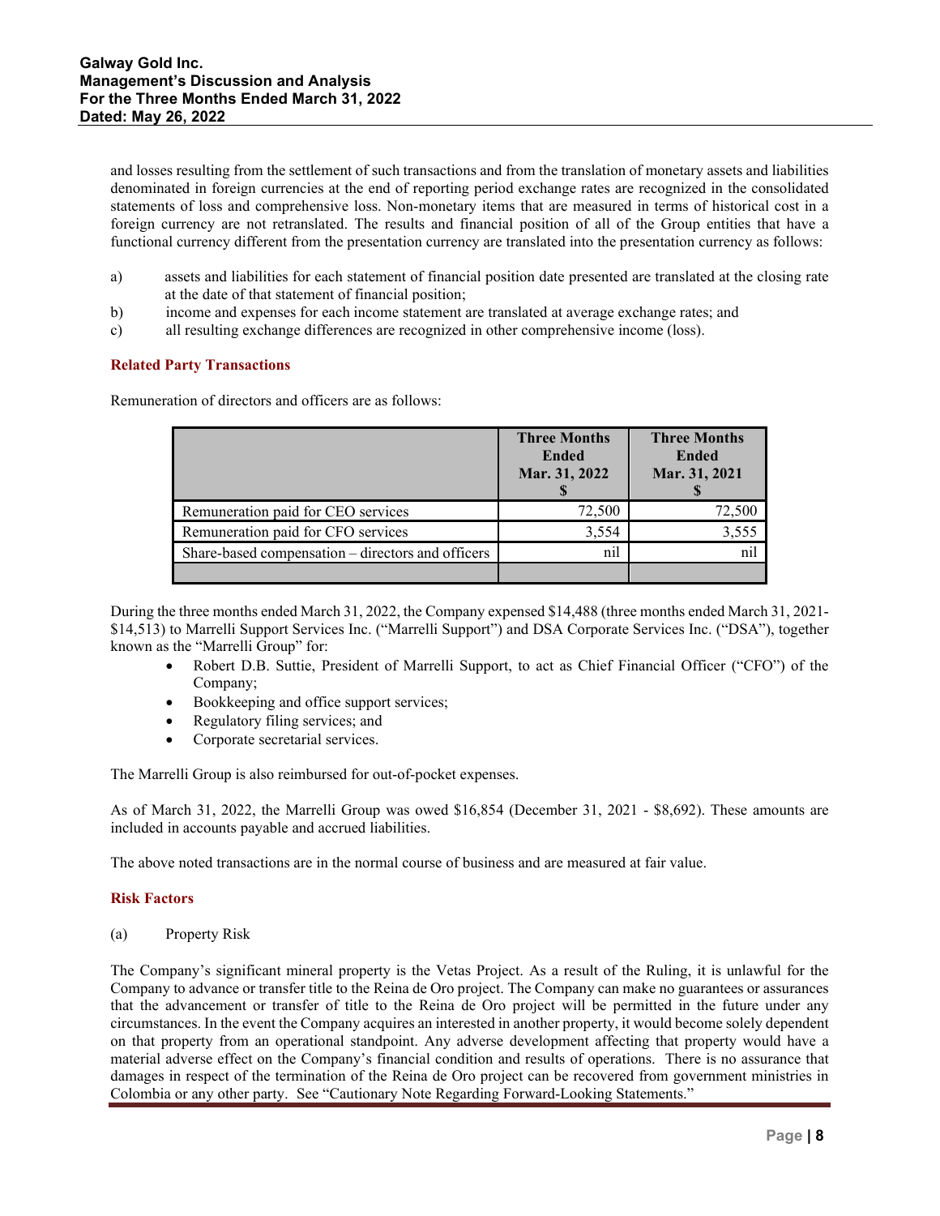and losses resulting from the settlement of such transactions and from the translation of monetary assets and liabilities denominated in foreign currencies at the end of reporting period exchange rates are recognized in the consolidated statements of loss and comprehensive loss. Non-monetary items that are measured in terms of historical cost in a foreign currency are not retranslated. The results and financial position of all of the Group entities that have a functional currency different from the presentation currency are translated into the presentation currency as follows:

a) assets and liabilities for each statement of financial position date presented are translated at the closing rate at the date of that statement of financial position;
b) income and expenses for each income statement are translated at average exchange rates; and
c) all resulting exchange differences are recognized in other comprehensive income (loss).

## Related Party Transactions

Remuneration of directors and officers are as follows:

| | Three Months Ended Mar. 31, 2022 $ | Three Months Ended Mar. 31, 2021 $ |
|---|---|---|
| Remuneration paid for CEO services | 72,500 | 72,500 |
| Remuneration paid for CFO services | 3,554 | 3,555 |
| Share-based compensation – directors and officers | nil | nil |
| | | |

During the three months ended March 31, 2022, the Company expensed $14,488 (three months ended March 31, 2021- $14,513) to Marrelli Support Services Inc. ("Marrelli Support") and DSA Corporate Services Inc. ("DSA"), together known as the "Marrelli Group" for:

- Robert D.B. Suttie, President of Marrelli Support, to act as Chief Financial Officer ("CFO") of the Company;
- Bookkeeping and office support services;
- Regulatory filing services; and
- Corporate secretarial services.

The Marrelli Group is also reimbursed for out-of-pocket expenses.

As of March 31, 2022, the Marrelli Group was owed $16,854 (December 31, 2021 - $8,692). These amounts are included in accounts payable and accrued liabilities.

The above noted transactions are in the normal course of business and are measured at fair value.

## Risk Factors

(a) Property Risk

The Company's significant mineral property is the Vetas Project. As a result of the Ruling, it is unlawful for the Company to advance or transfer title to the Reina de Oro project. The Company can make no guarantees or assurances that the advancement or transfer of title to the Reina de Oro project will be permitted in the future under any circumstances. In the event the Company acquires an interested in another property, it would become solely dependent on that property from an operational standpoint. Any adverse development affecting that property would have a material adverse effect on the Company's financial condition and results of operations. There is no assurance that damages in respect of the termination of the Reina de Oro project can be recovered from government ministries in Colombia or any other party. See "Cautionary Note Regarding Forward-Looking Statements."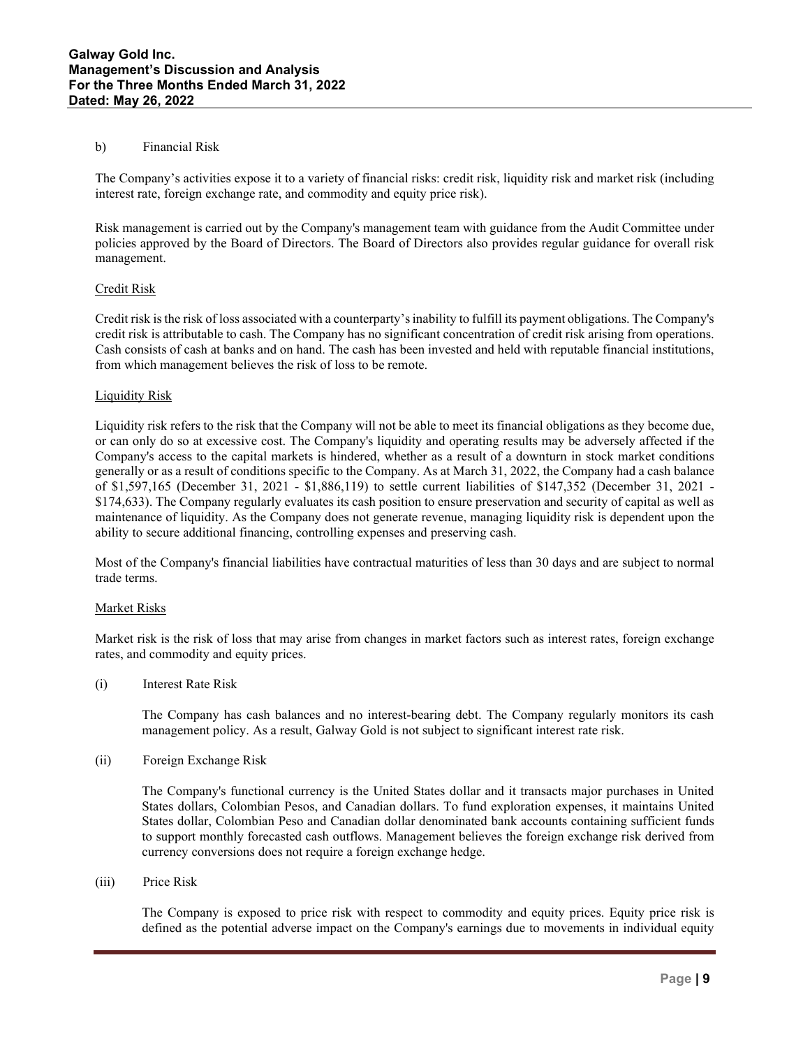b) Financial Risk

The Company's activities expose it to a variety of financial risks: credit risk, liquidity risk and market risk (including interest rate, foreign exchange rate, and commodity and equity price risk).

Risk management is carried out by the Company's management team with guidance from the Audit Committee under policies approved by the Board of Directors. The Board of Directors also provides regular guidance for overall risk management.

Credit Risk

Credit risk is the risk of loss associated with a counterparty's inability to fulfill its payment obligations. The Company's credit risk is attributable to cash. The Company has no significant concentration of credit risk arising from operations. Cash consists of cash at banks and on hand. The cash has been invested and held with reputable financial institutions, from which management believes the risk of loss to be remote.

Liquidity Risk

Liquidity risk refers to the risk that the Company will not be able to meet its financial obligations as they become due, or can only do so at excessive cost. The Company's liquidity and operating results may be adversely affected if the Company's access to the capital markets is hindered, whether as a result of a downturn in stock market conditions generally or as a result of conditions specific to the Company. As at March 31, 2022, the Company had a cash balance of $1,597,165 (December 31, 2021 - $1,886,119) to settle current liabilities of $147,352 (December 31, 2021 - $174,633). The Company regularly evaluates its cash position to ensure preservation and security of capital as well as maintenance of liquidity. As the Company does not generate revenue, managing liquidity risk is dependent upon the ability to secure additional financing, controlling expenses and preserving cash.

Most of the Company's financial liabilities have contractual maturities of less than 30 days and are subject to normal trade terms.

Market Risks

Market risk is the risk of loss that may arise from changes in market factors such as interest rates, foreign exchange rates, and commodity and equity prices.

(i) Interest Rate Risk

The Company has cash balances and no interest-bearing debt. The Company regularly monitors its cash management policy. As a result, Galway Gold is not subject to significant interest rate risk.

(ii) Foreign Exchange Risk

The Company's functional currency is the United States dollar and it transacts major purchases in United States dollars, Colombian Pesos, and Canadian dollars. To fund exploration expenses, it maintains United States dollar, Colombian Peso and Canadian dollar denominated bank accounts containing sufficient funds to support monthly forecasted cash outflows. Management believes the foreign exchange risk derived from currency conversions does not require a foreign exchange hedge.

(iii) Price Risk

The Company is exposed to price risk with respect to commodity and equity prices. Equity price risk is defined as the potential adverse impact on the Company's earnings due to movements in individual equity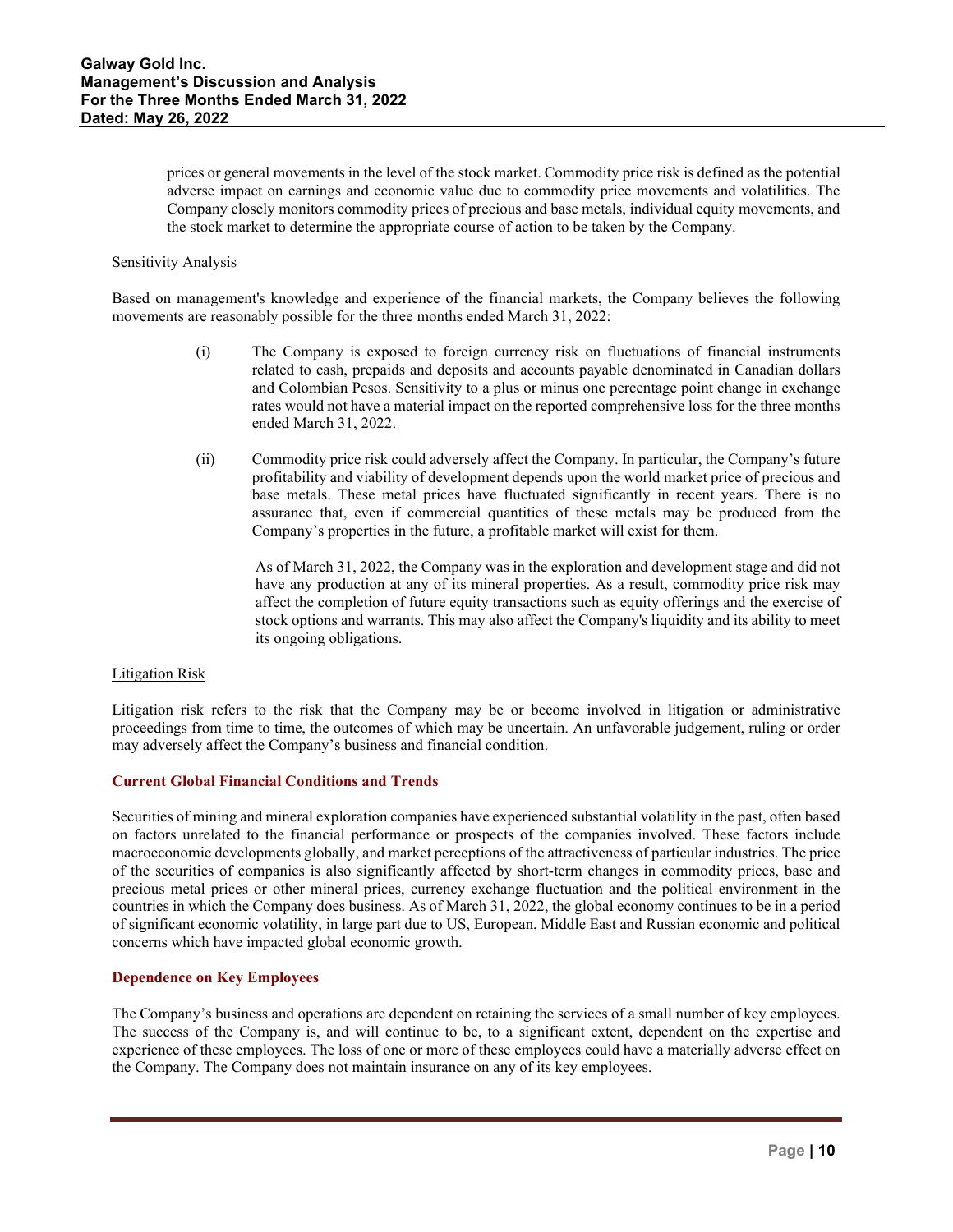prices or general movements in the level of the stock market. Commodity price risk is defined as the potential adverse impact on earnings and economic value due to commodity price movements and volatilities. The Company closely monitors commodity prices of precious and base metals, individual equity movements, and the stock market to determine the appropriate course of action to be taken by the Company.

Sensitivity Analysis

Based on management's knowledge and experience of the financial markets, the Company believes the following movements are reasonably possible for the three months ended March 31, 2022:

(i) The Company is exposed to foreign currency risk on fluctuations of financial instruments related to cash, prepaids and deposits and accounts payable denominated in Canadian dollars and Colombian Pesos. Sensitivity to a plus or minus one percentage point change in exchange rates would not have a material impact on the reported comprehensive loss for the three months ended March 31, 2022.

(ii) Commodity price risk could adversely affect the Company. In particular, the Company's future profitability and viability of development depends upon the world market price of precious and base metals. These metal prices have fluctuated significantly in recent years. There is no assurance that, even if commercial quantities of these metals may be produced from the Company's properties in the future, a profitable market will exist for them.

As of March 31, 2022, the Company was in the exploration and development stage and did not have any production at any of its mineral properties. As a result, commodity price risk may affect the completion of future equity transactions such as equity offerings and the exercise of stock options and warrants. This may also affect the Company's liquidity and its ability to meet its ongoing obligations.

Litigation Risk

Litigation risk refers to the risk that the Company may be or become involved in litigation or administrative proceedings from time to time, the outcomes of which may be uncertain. An unfavorable judgement, ruling or order may adversely affect the Company's business and financial condition.

## Current Global Financial Conditions and Trends

Securities of mining and mineral exploration companies have experienced substantial volatility in the past, often based on factors unrelated to the financial performance or prospects of the companies involved. These factors include macroeconomic developments globally, and market perceptions of the attractiveness of particular industries. The price of the securities of companies is also significantly affected by short-term changes in commodity prices, base and precious metal prices or other mineral prices, currency exchange fluctuation and the political environment in the countries in which the Company does business. As of March 31, 2022, the global economy continues to be in a period of significant economic volatility, in large part due to US, European, Middle East and Russian economic and political concerns which have impacted global economic growth.

## Dependence on Key Employees

The Company's business and operations are dependent on retaining the services of a small number of key employees. The success of the Company is, and will continue to be, to a significant extent, dependent on the expertise and experience of these employees. The loss of one or more of these employees could have a materially adverse effect on the Company. The Company does not maintain insurance on any of its key employees.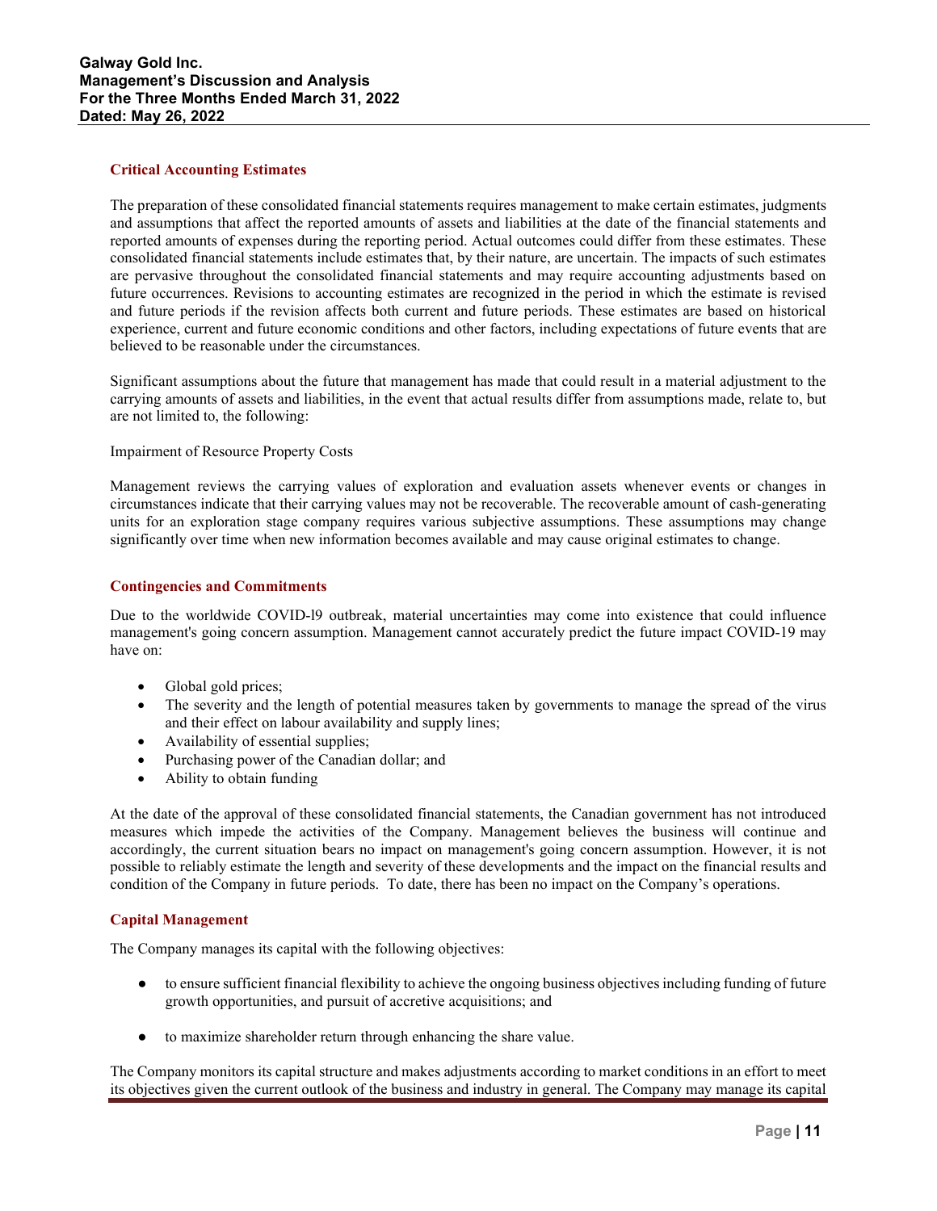## Critical Accounting Estimates

The preparation of these consolidated financial statements requires management to make certain estimates, judgments and assumptions that affect the reported amounts of assets and liabilities at the date of the financial statements and reported amounts of expenses during the reporting period. Actual outcomes could differ from these estimates. These consolidated financial statements include estimates that, by their nature, are uncertain. The impacts of such estimates are pervasive throughout the consolidated financial statements and may require accounting adjustments based on future occurrences. Revisions to accounting estimates are recognized in the period in which the estimate is revised and future periods if the revision affects both current and future periods. These estimates are based on historical experience, current and future economic conditions and other factors, including expectations of future events that are believed to be reasonable under the circumstances.

Significant assumptions about the future that management has made that could result in a material adjustment to the carrying amounts of assets and liabilities, in the event that actual results differ from assumptions made, relate to, but are not limited to, the following:

Impairment of Resource Property Costs

Management reviews the carrying values of exploration and evaluation assets whenever events or changes in circumstances indicate that their carrying values may not be recoverable. The recoverable amount of cash-generating units for an exploration stage company requires various subjective assumptions. These assumptions may change significantly over time when new information becomes available and may cause original estimates to change.

## Contingencies and Commitments

Due to the worldwide COVID-l9 outbreak, material uncertainties may come into existence that could influence management's going concern assumption. Management cannot accurately predict the future impact COVID-19 may have on:

- Global gold prices;
- The severity and the length of potential measures taken by governments to manage the spread of the virus and their effect on labour availability and supply lines;
- Availability of essential supplies;
- Purchasing power of the Canadian dollar; and
- Ability to obtain funding

At the date of the approval of these consolidated financial statements, the Canadian government has not introduced measures which impede the activities of the Company. Management believes the business will continue and accordingly, the current situation bears no impact on management's going concern assumption. However, it is not possible to reliably estimate the length and severity of these developments and the impact on the financial results and condition of the Company in future periods. To date, there has been no impact on the Company's operations.

## Capital Management

The Company manages its capital with the following objectives:

- to ensure sufficient financial flexibility to achieve the ongoing business objectives including funding of future growth opportunities, and pursuit of accretive acquisitions; and
- to maximize shareholder return through enhancing the share value.

The Company monitors its capital structure and makes adjustments according to market conditions in an effort to meet its objectives given the current outlook of the business and industry in general. The Company may manage its capital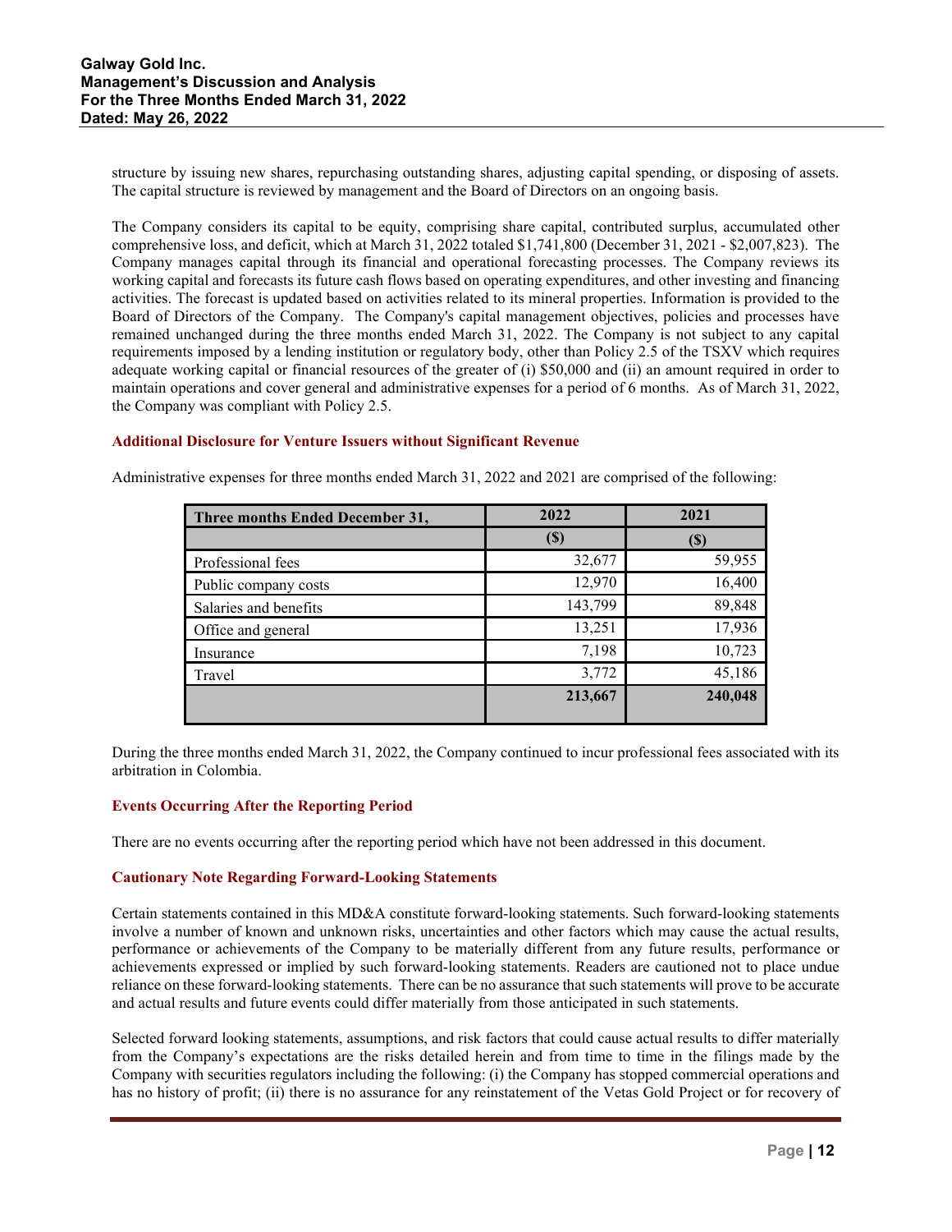structure by issuing new shares, repurchasing outstanding shares, adjusting capital spending, or disposing of assets. The capital structure is reviewed by management and the Board of Directors on an ongoing basis.

The Company considers its capital to be equity, comprising share capital, contributed surplus, accumulated other comprehensive loss, and deficit, which at March 31, 2022 totaled $1,741,800 (December 31, 2021 - $2,007,823). The Company manages capital through its financial and operational forecasting processes. The Company reviews its working capital and forecasts its future cash flows based on operating expenditures, and other investing and financing activities. The forecast is updated based on activities related to its mineral properties. Information is provided to the Board of Directors of the Company. The Company's capital management objectives, policies and processes have remained unchanged during the three months ended March 31, 2022. The Company is not subject to any capital requirements imposed by a lending institution or regulatory body, other than Policy 2.5 of the TSXV which requires adequate working capital or financial resources of the greater of (i) $50,000 and (ii) an amount required in order to maintain operations and cover general and administrative expenses for a period of 6 months. As of March 31, 2022, the Company was compliant with Policy 2.5.

### Additional Disclosure for Venture Issuers without Significant Revenue

Administrative expenses for three months ended March 31, 2022 and 2021 are comprised of the following:

| Three months Ended December 31, | 2022 | 2021 |
|---|---|---|
| | ($) | ($) |
| Professional fees | 32,677 | 59,955 |
| Public company costs | 12,970 | 16,400 |
| Salaries and benefits | 143,799 | 89,848 |
| Office and general | 13,251 | 17,936 |
| Insurance | 7,198 | 10,723 |
| Travel | 3,772 | 45,186 |
| | **213,667** | **240,048** |

During the three months ended March 31, 2022, the Company continued to incur professional fees associated with its arbitration in Colombia.

### Events Occurring After the Reporting Period

There are no events occurring after the reporting period which have not been addressed in this document.

### Cautionary Note Regarding Forward-Looking Statements

Certain statements contained in this MD&A constitute forward-looking statements. Such forward-looking statements involve a number of known and unknown risks, uncertainties and other factors which may cause the actual results, performance or achievements of the Company to be materially different from any future results, performance or achievements expressed or implied by such forward-looking statements. Readers are cautioned not to place undue reliance on these forward-looking statements. There can be no assurance that such statements will prove to be accurate and actual results and future events could differ materially from those anticipated in such statements.

Selected forward looking statements, assumptions, and risk factors that could cause actual results to differ materially from the Company's expectations are the risks detailed herein and from time to time in the filings made by the Company with securities regulators including the following: (i) the Company has stopped commercial operations and has no history of profit; (ii) there is no assurance for any reinstatement of the Vetas Gold Project or for recovery of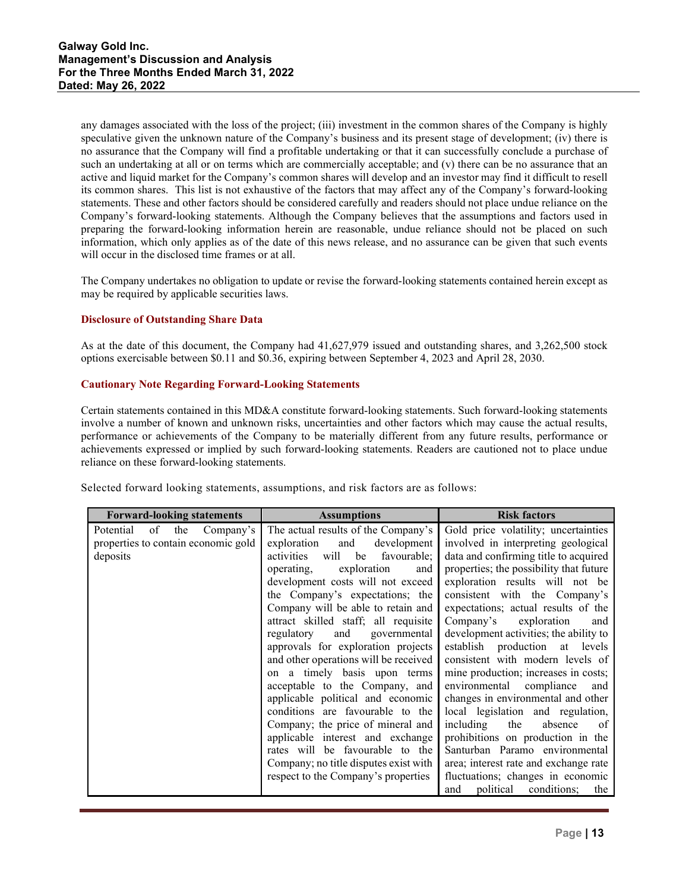any damages associated with the loss of the project; (iii) investment in the common shares of the Company is highly speculative given the unknown nature of the Company's business and its present stage of development; (iv) there is no assurance that the Company will find a profitable undertaking or that it can successfully conclude a purchase of such an undertaking at all or on terms which are commercially acceptable; and (v) there can be no assurance that an active and liquid market for the Company's common shares will develop and an investor may find it difficult to resell its common shares. This list is not exhaustive of the factors that may affect any of the Company's forward-looking statements. These and other factors should be considered carefully and readers should not place undue reliance on the Company's forward-looking statements. Although the Company believes that the assumptions and factors used in preparing the forward-looking information herein are reasonable, undue reliance should not be placed on such information, which only applies as of the date of this news release, and no assurance can be given that such events will occur in the disclosed time frames or at all.

The Company undertakes no obligation to update or revise the forward-looking statements contained herein except as may be required by applicable securities laws.

### Disclosure of Outstanding Share Data

As at the date of this document, the Company had 41,627,979 issued and outstanding shares, and 3,262,500 stock options exercisable between $0.11 and $0.36, expiring between September 4, 2023 and April 28, 2030.

### Cautionary Note Regarding Forward-Looking Statements

Certain statements contained in this MD&A constitute forward-looking statements. Such forward-looking statements involve a number of known and unknown risks, uncertainties and other factors which may cause the actual results, performance or achievements of the Company to be materially different from any future results, performance or achievements expressed or implied by such forward-looking statements. Readers are cautioned not to place undue reliance on these forward-looking statements.

Selected forward looking statements, assumptions, and risk factors are as follows:

| Forward-looking statements | Assumptions | Risk factors |
|---|---|---|
| Potential of the Company's properties to contain economic gold deposits | The actual results of the Company's exploration and development activities will be favourable; operating, exploration and development costs will not exceed the Company's expectations; the Company will be able to retain and attract skilled staff; all requisite regulatory and governmental approvals for exploration projects and other operations will be received on a timely basis upon terms acceptable to the Company, and applicable political and economic conditions are favourable to the Company; the price of mineral and applicable interest and exchange rates will be favourable to the Company; no title disputes exist with respect to the Company's properties | Gold price volatility; uncertainties involved in interpreting geological data and confirming title to acquired properties; the possibility that future exploration results will not be consistent with the Company's expectations; actual results of the Company's exploration and development activities; the ability to establish production at levels consistent with modern levels of mine production; increases in costs; environmental compliance and changes in environmental and other local legislation and regulation, including the absence of prohibitions on production in the Santurban Paramo environmental area; interest rate and exchange rate fluctuations; changes in economic and political conditions; the |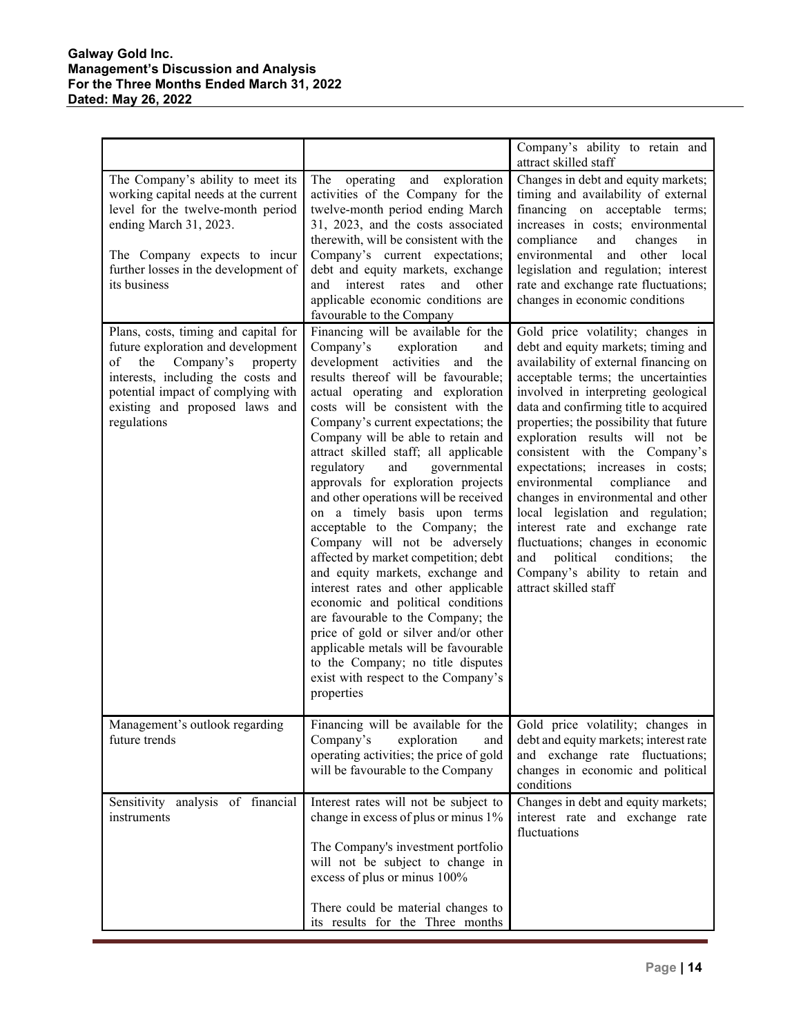| | | |
|---|---|---|
| | | Company's ability to retain and attract skilled staff |
| The Company's ability to meet its working capital needs at the current level for the twelve-month period ending March 31, 2023.<br><br>The Company expects to incur further losses in the development of its business | The operating and exploration activities of the Company for the twelve-month period ending March 31, 2023, and the costs associated therewith, will be consistent with the Company's current expectations; debt and equity markets, exchange and interest rates and other applicable economic conditions are favourable to the Company | Changes in debt and equity markets; timing and availability of external financing on acceptable terms; increases in costs; environmental compliance and changes in environmental and other local legislation and regulation; interest rate and exchange rate fluctuations; changes in economic conditions |
| Plans, costs, timing and capital for future exploration and development of the Company's property interests, including the costs and potential impact of complying with existing and proposed laws and regulations | Financing will be available for the Company's exploration and development activities and the results thereof will be favourable; actual operating and exploration costs will be consistent with the Company's current expectations; the Company will be able to retain and attract skilled staff; all applicable regulatory and governmental approvals for exploration projects and other operations will be received on a timely basis upon terms acceptable to the Company; the Company will not be adversely affected by market competition; debt and equity markets, exchange and interest rates and other applicable economic and political conditions are favourable to the Company; the price of gold or silver and/or other applicable metals will be favourable to the Company; no title disputes exist with respect to the Company's properties | Gold price volatility; changes in debt and equity markets; timing and availability of external financing on acceptable terms; the uncertainties involved in interpreting geological data and confirming title to acquired properties; the possibility that future exploration results will not be consistent with the Company's expectations; increases in costs; environmental compliance and changes in environmental and other local legislation and regulation; interest rate and exchange rate fluctuations; changes in economic and political conditions; the Company's ability to retain and attract skilled staff |
| Management's outlook regarding future trends | Financing will be available for the Company's exploration and operating activities; the price of gold will be favourable to the Company | Gold price volatility; changes in debt and equity markets; interest rate and exchange rate fluctuations; changes in economic and political conditions |
| Sensitivity analysis of financial instruments | Interest rates will not be subject to change in excess of plus or minus 1%<br><br>The Company's investment portfolio will not be subject to change in excess of plus or minus 100%<br><br>There could be material changes to its results for the Three months | Changes in debt and equity markets; interest rate and exchange rate fluctuations |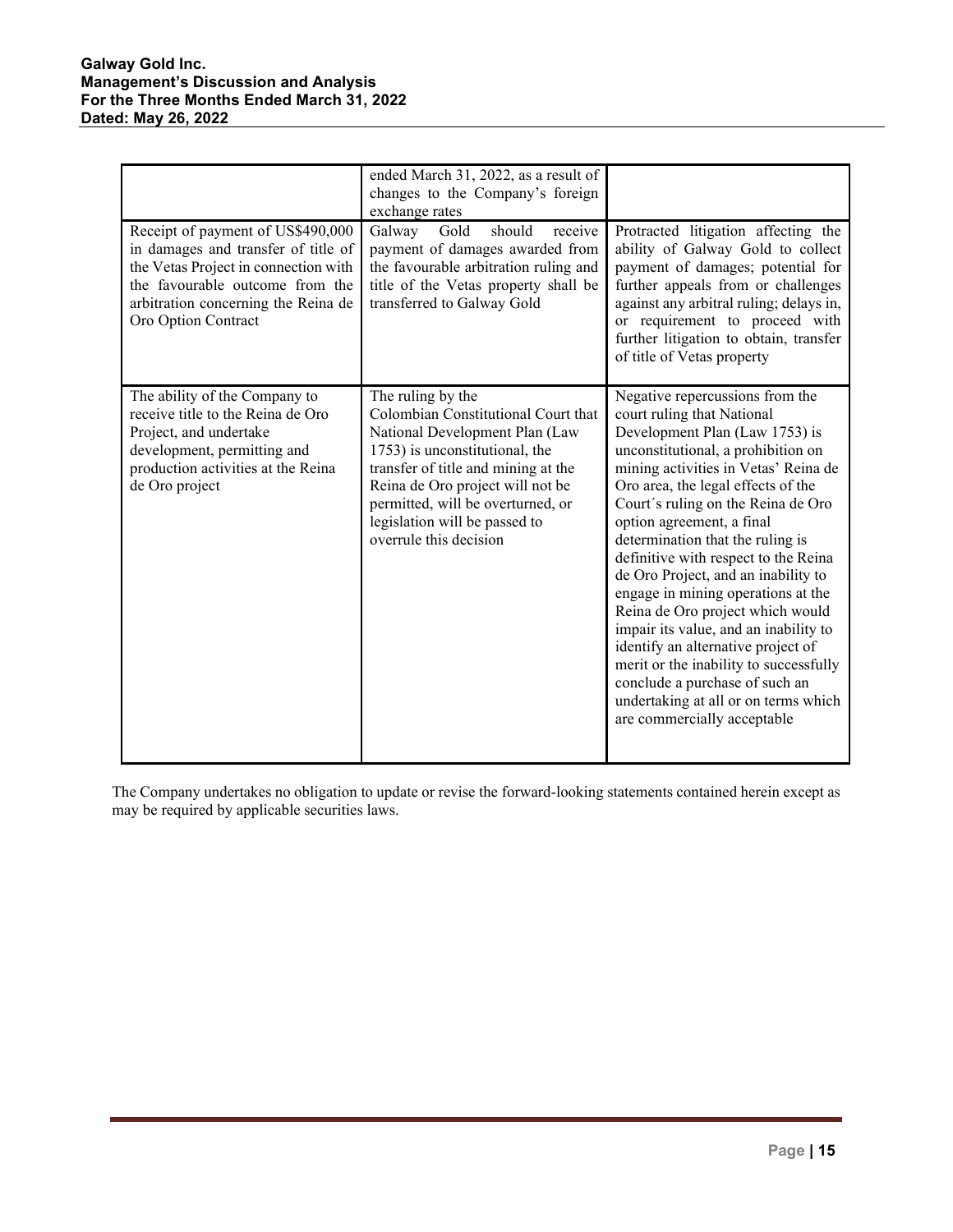| | | |
|---|---|---|
| | ended March 31, 2022, as a result of changes to the Company's foreign exchange rates | |
| Receipt of payment of US$490,000 in damages and transfer of title of the Vetas Project in connection with the favourable outcome from the arbitration concerning the Reina de Oro Option Contract | Galway Gold should receive payment of damages awarded from the favourable arbitration ruling and title of the Vetas property shall be transferred to Galway Gold | Protracted litigation affecting the ability of Galway Gold to collect payment of damages; potential for further appeals from or challenges against any arbitral ruling; delays in, or requirement to proceed with further litigation to obtain, transfer of title of Vetas property |
| The ability of the Company to receive title to the Reina de Oro Project, and undertake development, permitting and production activities at the Reina de Oro project | The ruling by the Colombian Constitutional Court that National Development Plan (Law 1753) is unconstitutional, the transfer of title and mining at the Reina de Oro project will not be permitted, will be overturned, or legislation will be passed to overrule this decision | Negative repercussions from the court ruling that National Development Plan (Law 1753) is unconstitutional, a prohibition on mining activities in Vetas' Reina de Oro area, the legal effects of the Court´s ruling on the Reina de Oro option agreement, a final determination that the ruling is definitive with respect to the Reina de Oro Project, and an inability to engage in mining operations at the Reina de Oro project which would impair its value, and an inability to identify an alternative project of merit or the inability to successfully conclude a purchase of such an undertaking at all or on terms which are commercially acceptable |

The Company undertakes no obligation to update or revise the forward-looking statements contained herein except as may be required by applicable securities laws.